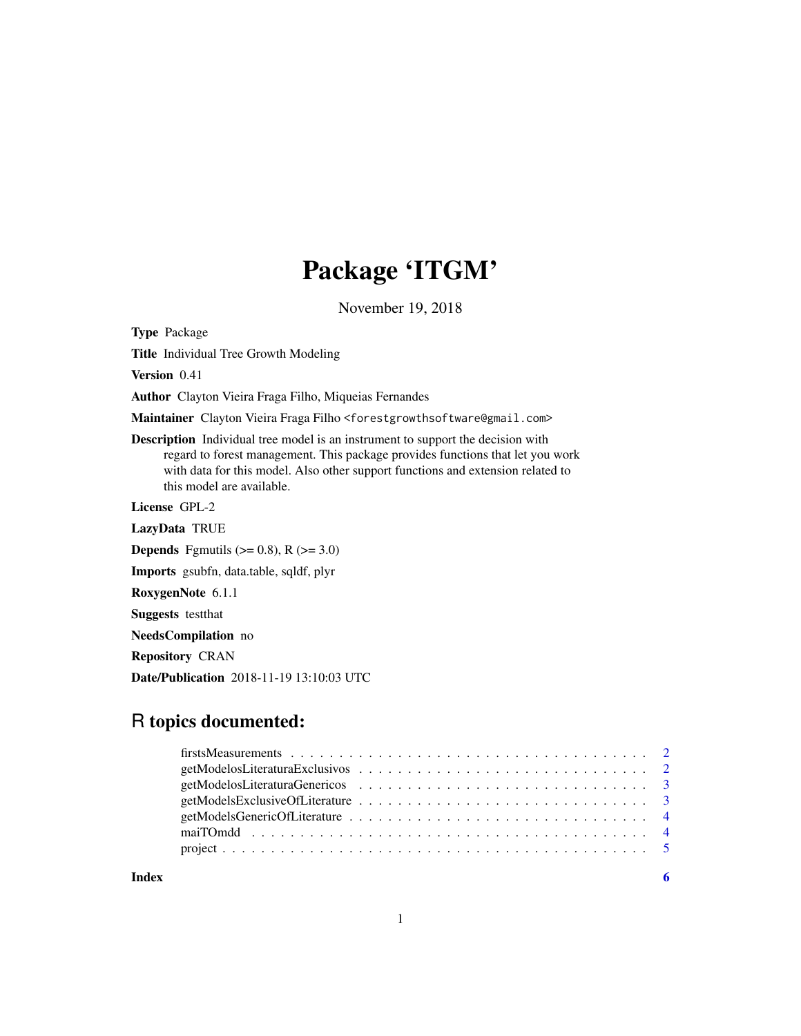# Package 'ITGM'

November 19, 2018

**Type** Package

**Title** Individual Tree Growth Modeling

**Version** 0.41

**Author** Clayton Vieira Fraga Filho, Miqueias Fernandes

**Maintainer** Clayton Vieira Fraga Filho <forestgrowthsoftware@gmail.com>

**Description** Individual tree model is an instrument to support the decision with regard to forest management. This package provides functions that let you work with data for this model. Also other support functions and extension related to this model are available.

**License** GPL-2

**LazyData** TRUE

**Depends** Fgmutils (>= 0.8), R (>= 3.0)

**Imports** gsubfn, data.table, sqldf, plyr

**RoxygenNote** 6.1.1

**Suggests** testthat

**NeedsCompilation** no

**Repository** CRAN

**Date/Publication** 2018-11-19 13:10:03 UTC

## R topics documented:

| | |
|---|---|
| firstsMeasurements | 2 |
| getModelosLiteraturaExclusivos | 2 |
| getModelosLiteraturaGenericos | 3 |
| getModelsExclusiveOfLiterature | 3 |
| getModelsGenericOfLiterature | 4 |
| maiTOmdd | 4 |
| project | 5 |
| **Index** | **6** |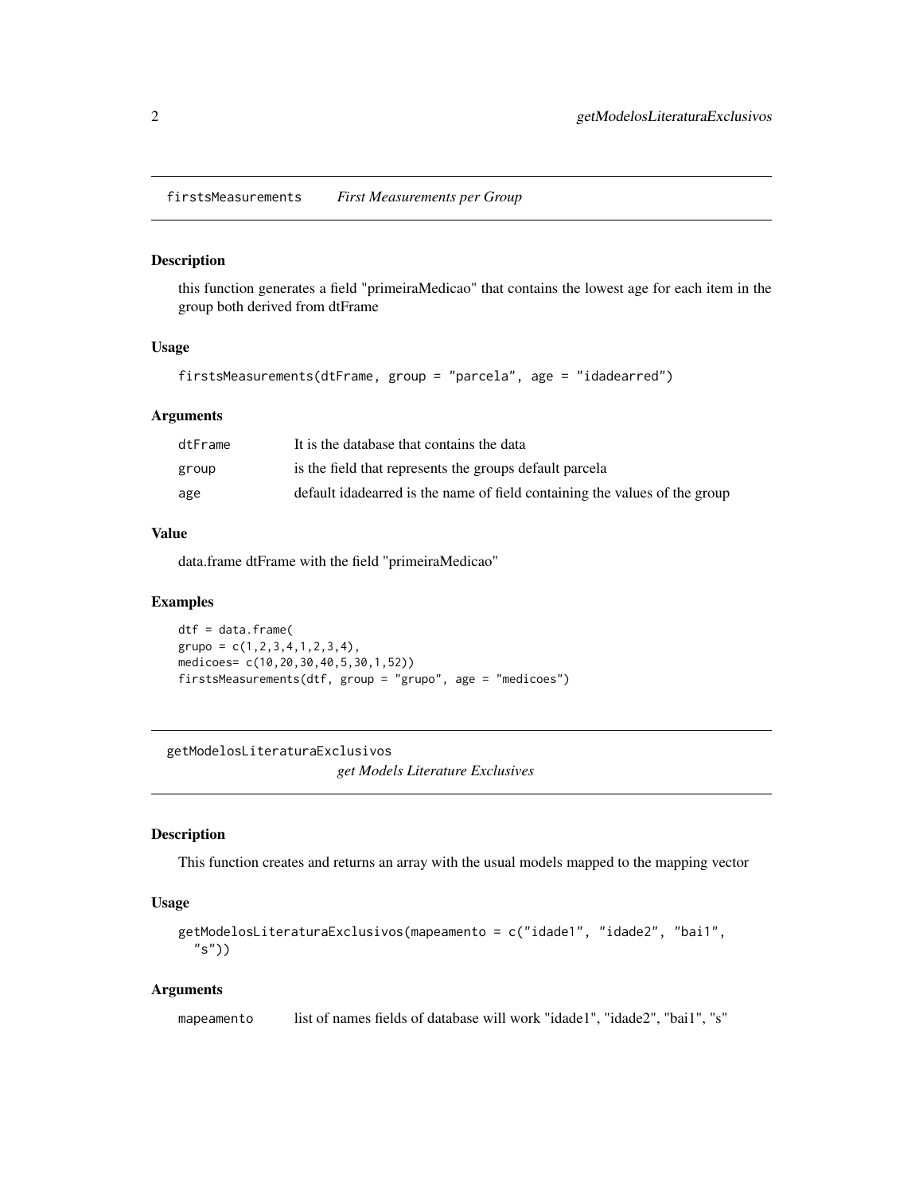## firstsMeasurements *First Measurements per Group*

### Description

this function generates a field "primeiraMedicao" that contains the lowest age for each item in the group both derived from dtFrame

### Usage

```
firstsMeasurements(dtFrame, group = "parcela", age = "idadearred")
```

### Arguments

| | |
|---|---|
| dtFrame | It is the database that contains the data |
| group | is the field that represents the groups default parcela |
| age | default idadearred is the name of field containing the values of the group |

### Value

data.frame dtFrame with the field "primeiraMedicao"

### Examples

```
dtf = data.frame(
grupo = c(1,2,3,4,1,2,3,4),
medicoes= c(10,20,30,40,5,30,1,52))
firstsMeasurements(dtf, group = "grupo", age = "medicoes")
```

## getModelosLiteraturaExclusivos *get Models Literature Exclusives*

### Description

This function creates and returns an array with the usual models mapped to the mapping vector

### Usage

```
getModelosLiteraturaExclusivos(mapeamento = c("idade1", "idade2", "bai1",
  "s"))
```

### Arguments

| | |
|---|---|
| mapeamento | list of names fields of database will work "idade1", "idade2", "bai1", "s" |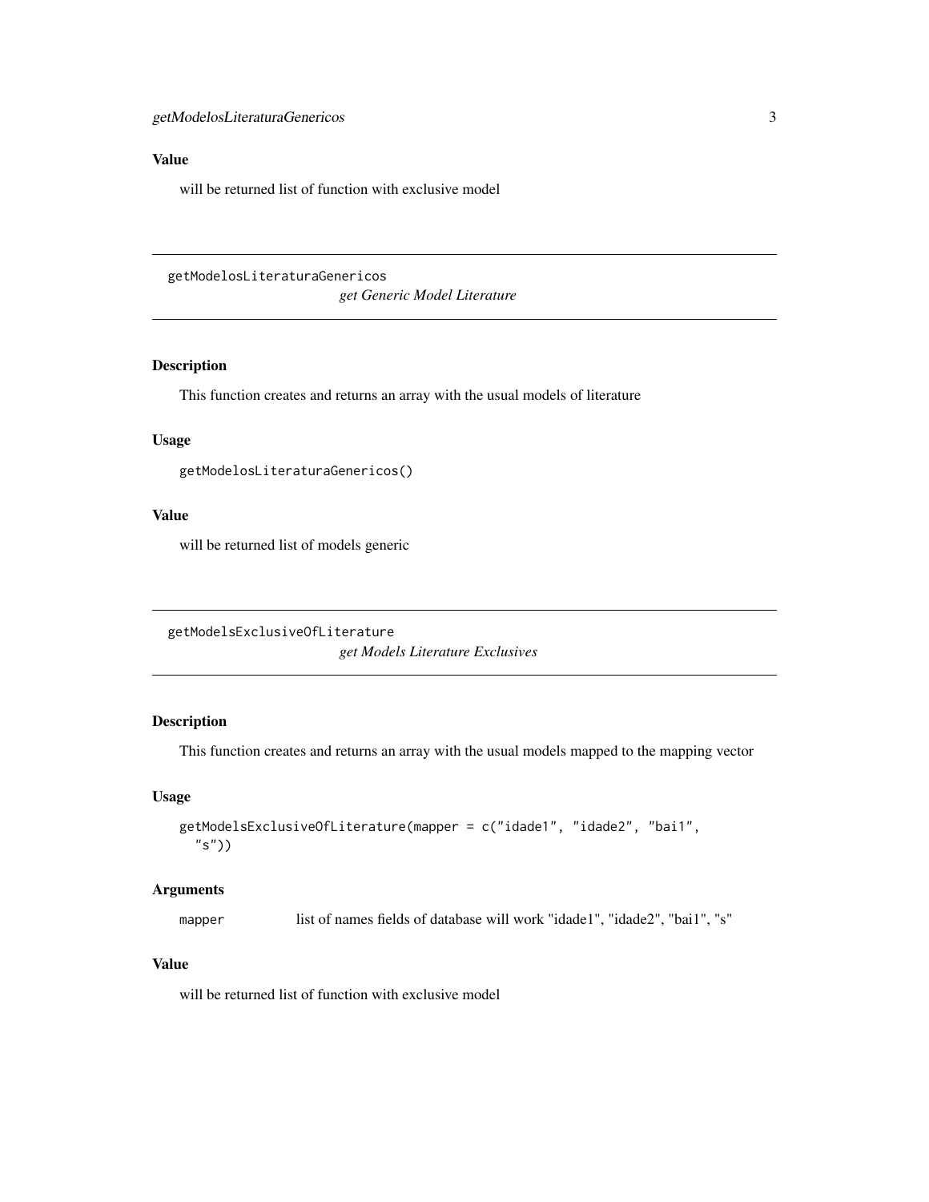## Value

will be returned list of function with exclusive model

---

# getModelosLiteraturaGenericos

*get Generic Model Literature*

## Description

This function creates and returns an array with the usual models of literature

## Usage

```
getModelosLiteraturaGenericos()
```

## Value

will be returned list of models generic

---

# getModelsExclusiveOfLiterature

*get Models Literature Exclusives*

## Description

This function creates and returns an array with the usual models mapped to the mapping vector

## Usage

```
getModelsExclusiveOfLiterature(mapper = c("idade1", "idade2", "bai1",
  "s"))
```

## Arguments

| | |
|---|---|
| `mapper` | list of names fields of database will work "idade1", "idade2", "bai1", "s" |

## Value

will be returned list of function with exclusive model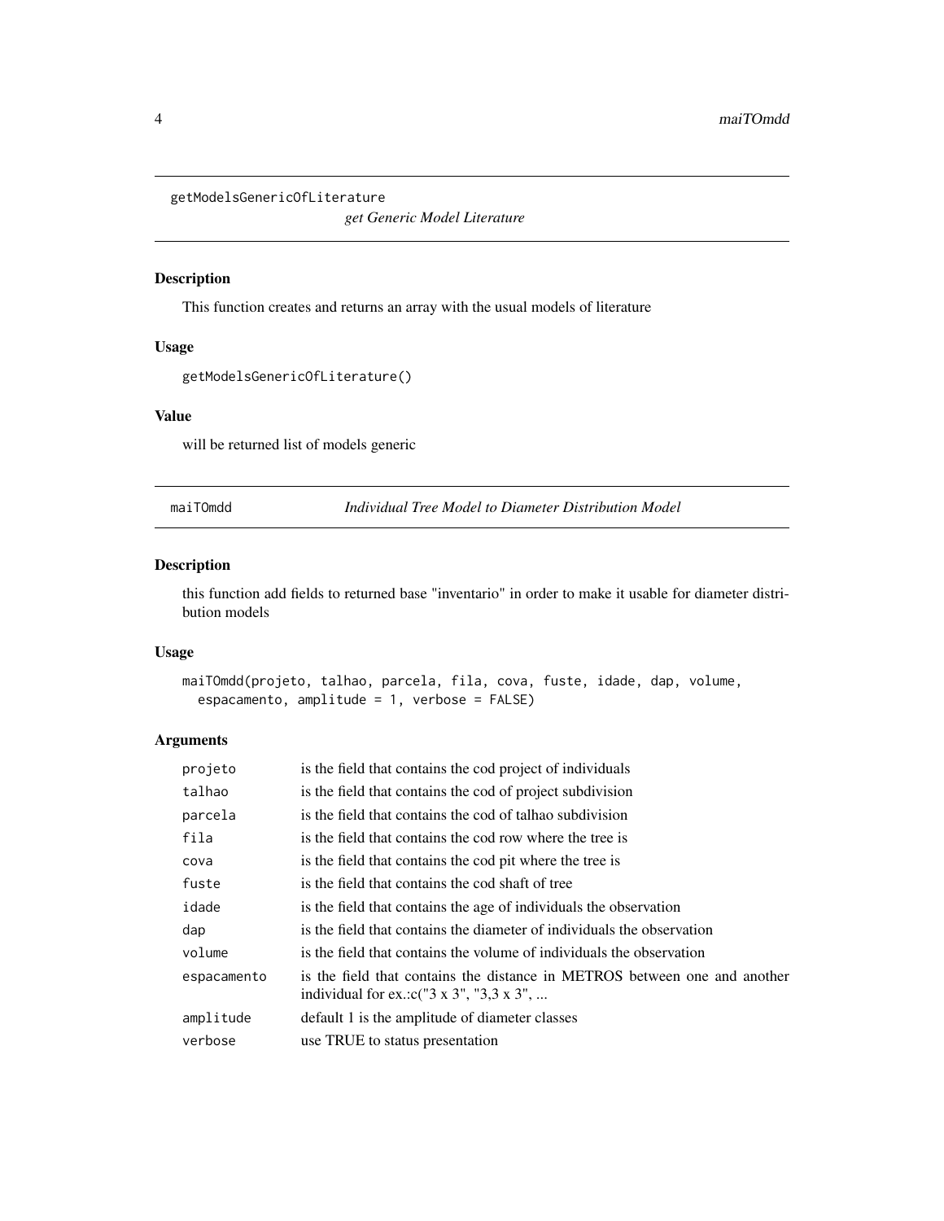## getModelsGenericOfLiterature

*get Generic Model Literature*

### Description

This function creates and returns an array with the usual models of literature

### Usage

```
getModelsGenericOfLiterature()
```

### Value

will be returned list of models generic

## maiTOmdd

*Individual Tree Model to Diameter Distribution Model*

### Description

this function add fields to returned base "inventario" in order to make it usable for diameter distribution models

### Usage

```
maiTOmdd(projeto, talhao, parcela, fila, cova, fuste, idade, dap, volume,
  espacamento, amplitude = 1, verbose = FALSE)
```

### Arguments

| | |
|---|---|
| projeto | is the field that contains the cod project of individuals |
| talhao | is the field that contains the cod of project subdivision |
| parcela | is the field that contains the cod of talhao subdivision |
| fila | is the field that contains the cod row where the tree is |
| cova | is the field that contains the cod pit where the tree is |
| fuste | is the field that contains the cod shaft of tree |
| idade | is the field that contains the age of individuals the observation |
| dap | is the field that contains the diameter of individuals the observation |
| volume | is the field that contains the volume of individuals the observation |
| espacamento | is the field that contains the distance in METROS between one and another individual for ex.:c("3 x 3", "3,3 x 3", ... |
| amplitude | default 1 is the amplitude of diameter classes |
| verbose | use TRUE to status presentation |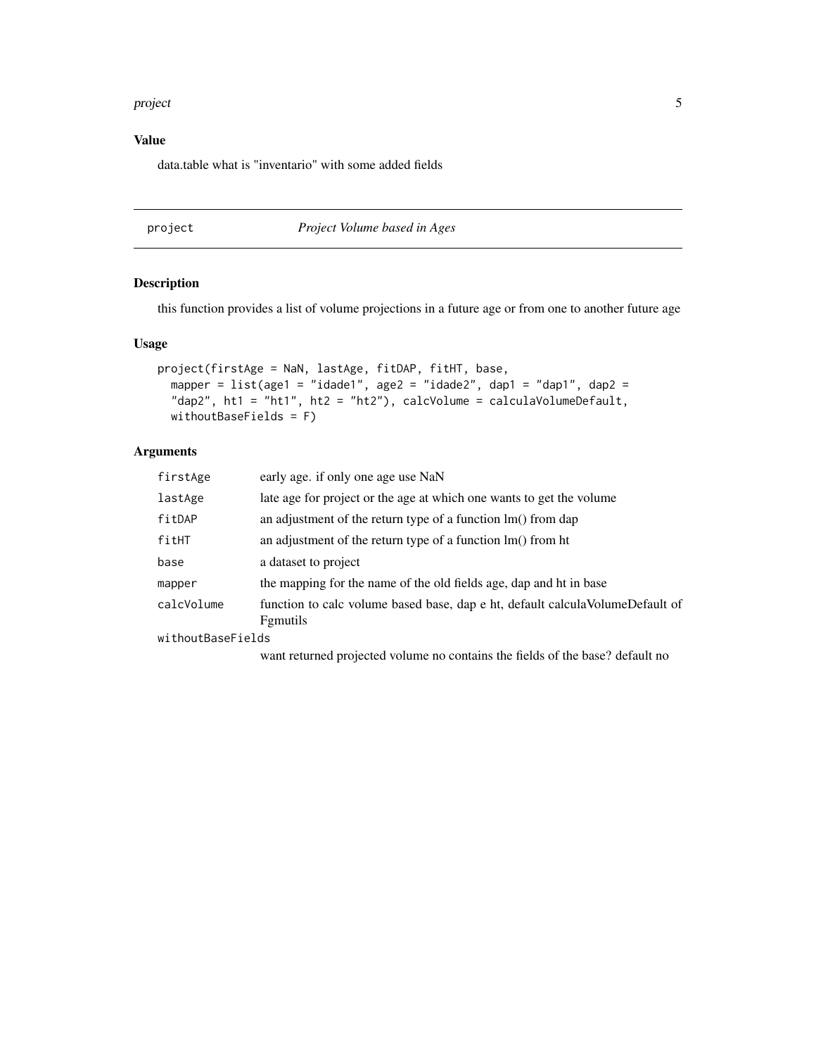## Value

data.table what is "inventario" with some added fields

---

## project — *Project Volume based in Ages*

### Description

this function provides a list of volume projections in a future age or from one to another future age

### Usage

```
project(firstAge = NaN, lastAge, fitDAP, fitHT, base,
  mapper = list(age1 = "idade1", age2 = "idade2", dap1 = "dap1", dap2 =
  "dap2", ht1 = "ht1", ht2 = "ht2"), calcVolume = calculaVolumeDefault,
  withoutBaseFields = F)
```

### Arguments

| Argument | Description |
| --- | --- |
| firstAge | early age. if only one age use NaN |
| lastAge | late age for project or the age at which one wants to get the volume |
| fitDAP | an adjustment of the return type of a function lm() from dap |
| fitHT | an adjustment of the return type of a function lm() from ht |
| base | a dataset to project |
| mapper | the mapping for the name of the old fields age, dap and ht in base |
| calcVolume | function to calc volume based base, dap e ht, default calculaVolumeDefault of Fgmutils |
| withoutBaseFields | want returned projected volume no contains the fields of the base? default no |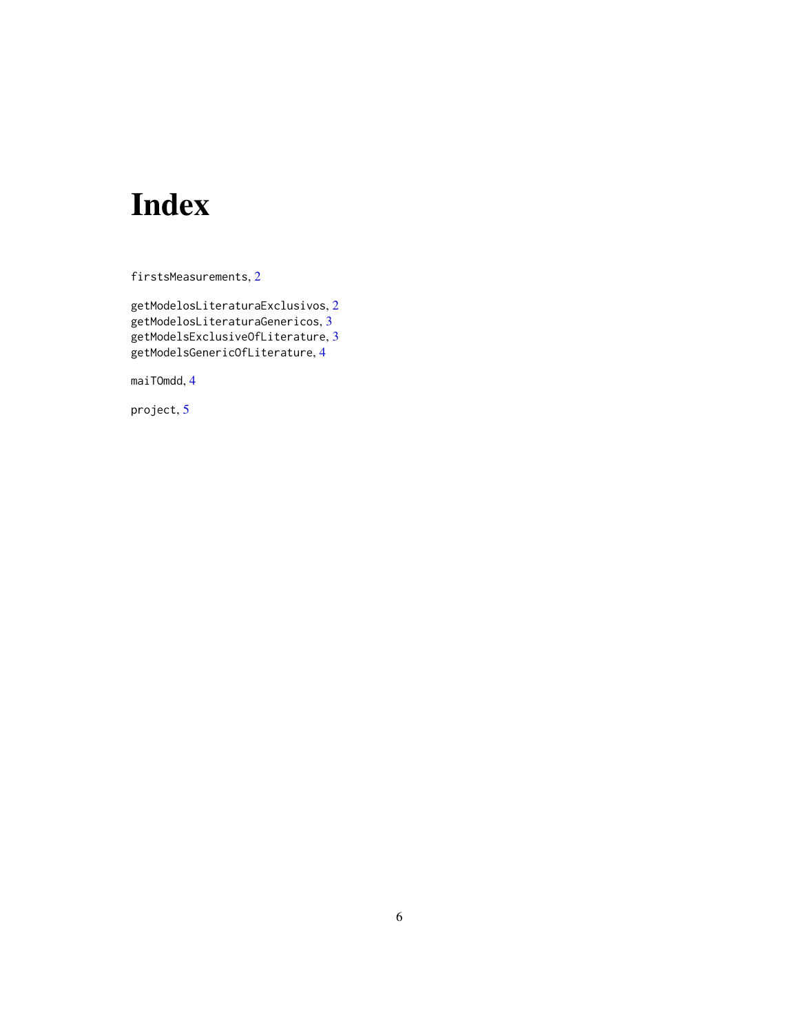# Index

firstsMeasurements, 2

getModelosLiteraturaExclusivos, 2
getModelosLiteraturaGenericos, 3
getModelsExclusiveOfLiterature, 3
getModelsGenericOfLiterature, 4

maiTOmdd, 4

project, 5